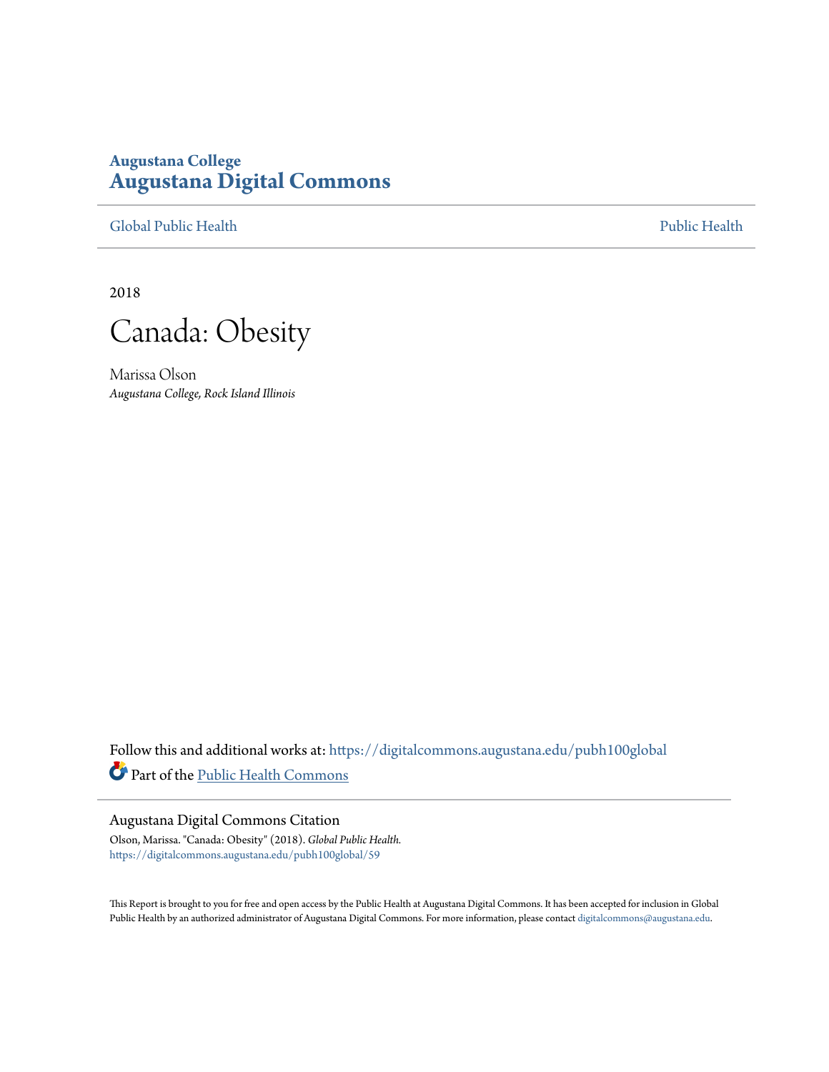**Augustana College**
# Augustana Digital Commons

Global Public Health | Public Health

2018

# Canada: Obesity

Marissa Olson
*Augustana College, Rock Island Illinois*

Follow this and additional works at: https://digitalcommons.augustana.edu/pubh100global

Part of the Public Health Commons

## Augustana Digital Commons Citation

Olson, Marissa. "Canada: Obesity" (2018). *Global Public Health.*
https://digitalcommons.augustana.edu/pubh100global/59

This Report is brought to you for free and open access by the Public Health at Augustana Digital Commons. It has been accepted for inclusion in Global Public Health by an authorized administrator of Augustana Digital Commons. For more information, please contact digitalcommons@augustana.edu.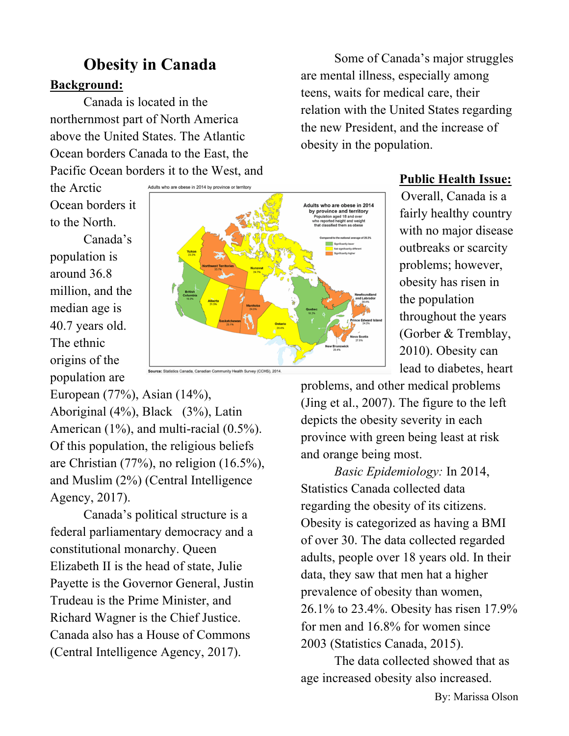# Obesity in Canada

**Background:**

Canada is located in the northernmost part of North America above the United States. The Atlantic Ocean borders Canada to the East, the Pacific Ocean borders it to the West, and the Arctic Ocean borders it to the North.

Canada's population is around 36.8 million, and the median age is 40.7 years old. The ethnic origins of the population are European (77%), Asian (14%), Aboriginal (4%), Black (3%), Latin American (1%), and multi-racial (0.5%). Of this population, the religious beliefs are Christian (77%), no religion (16.5%), and Muslim (2%) (Central Intelligence Agency, 2017).

Canada's political structure is a federal parliamentary democracy and a constitutional monarchy. Queen Elizabeth II is the head of state, Julie Payette is the Governor General, Justin Trudeau is the Prime Minister, and Richard Wagner is the Chief Justice. Canada also has a House of Commons (Central Intelligence Agency, 2017).

Adults who are obese in 2014 by province or territory

Source: Statistics Canada, Canadian Community Health Survey (CCHS), 2014.

Some of Canada's major struggles are mental illness, especially among teens, waits for medical care, their relation with the United States regarding the new President, and the increase of obesity in the population.

**Public Health Issue:**

Overall, Canada is a fairly healthy country with no major disease outbreaks or scarcity problems; however, obesity has risen in the population throughout the years (Gorber & Tremblay, 2010). Obesity can lead to diabetes, heart problems, and other medical problems (Jing et al., 2007). The figure to the left depicts the obesity severity in each province with green being least at risk and orange being most.

*Basic Epidemiology:* In 2014, Statistics Canada collected data regarding the obesity of its citizens. Obesity is categorized as having a BMI of over 30. The data collected regarded adults, people over 18 years old. In their data, they saw that men hat a higher prevalence of obesity than women, 26.1% to 23.4%. Obesity has risen 17.9% for men and 16.8% for women since 2003 (Statistics Canada, 2015).

The data collected showed that as age increased obesity also increased.

By: Marissa Olson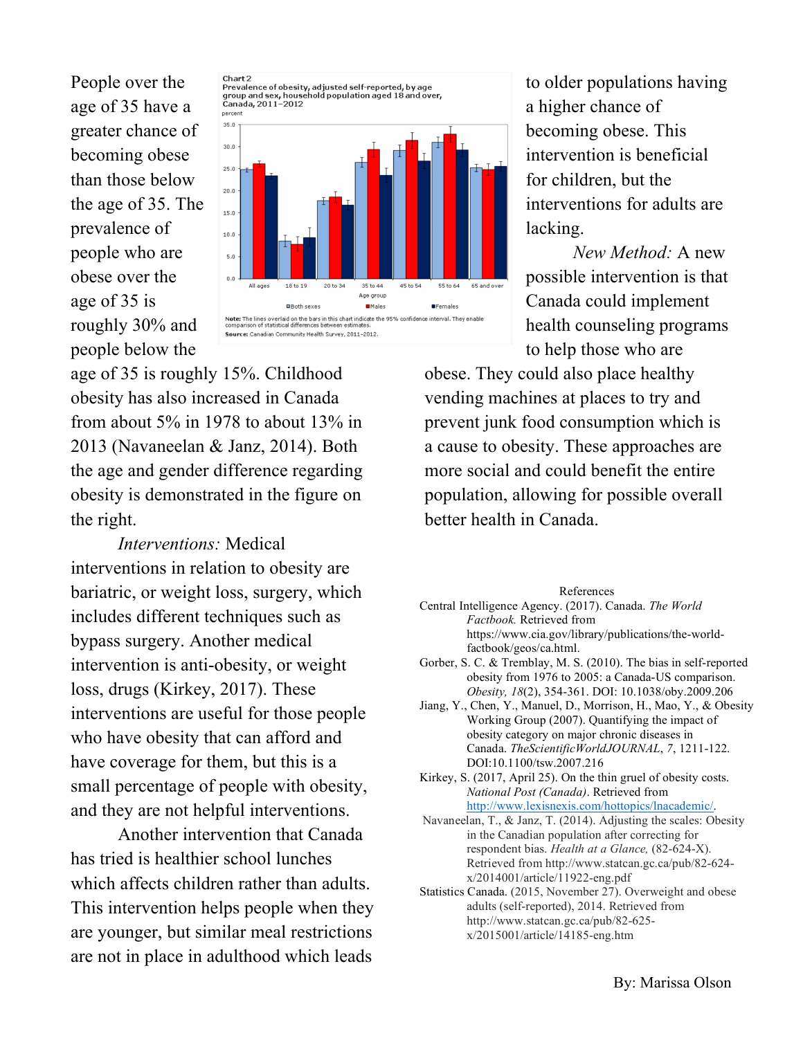People over the age of 35 have a greater chance of becoming obese than those below the age of 35. The prevalence of people who are obese over the age of 35 is roughly 30% and people below the age of 35 is roughly 15%. Childhood obesity has also increased in Canada from about 5% in 1978 to about 13% in 2013 (Navaneelan & Janz, 2014). Both the age and gender difference regarding obesity is demonstrated in the figure on the right.

Chart 2
Prevalence of obesity, adjusted self-reported, by age group and sex, household population aged 18 and over, Canada, 2011–2012

percent
35.0
30.0
25.0
20.0
15.0
10.0
5.0
0.0

All ages
18 to 19
20 to 34
35 to 44
45 to 54
55 to 64
65 and over

Age group

Both sexes
Males
Females

**Note:** The lines overlaid on the bars in this chart indicate the 95% confidence interval. They enable comparison of statistical differences between estimates.
**Source:** Canadian Community Health Survey, 2011–2012.

*Interventions:* Medical interventions in relation to obesity are bariatric, or weight loss, surgery, which includes different techniques such as bypass surgery. Another medical intervention is anti-obesity, or weight loss, drugs (Kirkey, 2017). These interventions are useful for those people who have obesity that can afford and have coverage for them, but this is a small percentage of people with obesity, and they are not helpful interventions.

Another intervention that Canada has tried is healthier school lunches which affects children rather than adults. This intervention helps people when they are younger, but similar meal restrictions are not in place in adulthood which leads to older populations having a higher chance of becoming obese. This intervention is beneficial for children, but the interventions for adults are lacking.

*New Method:* A new possible intervention is that Canada could implement health counseling programs to help those who are obese. They could also place healthy vending machines at places to try and prevent junk food consumption which is a cause to obesity. These approaches are more social and could benefit the entire population, allowing for possible overall better health in Canada.

References

Central Intelligence Agency. (2017). Canada. *The World Factbook.* Retrieved from https://www.cia.gov/library/publications/the-world-factbook/geos/ca.html.

Gorber, S. C. & Tremblay, M. S. (2010). The bias in self-reported obesity from 1976 to 2005: a Canada-US comparison. *Obesity, 18*(2), 354-361. DOI: 10.1038/oby.2009.206

Jiang, Y., Chen, Y., Manuel, D., Morrison, H., Mao, Y., & Obesity Working Group (2007). Quantifying the impact of obesity category on major chronic diseases in Canada. *TheScientificWorldJOURNAL*, *7*, 1211-122. DOI:10.1100/tsw.2007.216

Kirkey, S. (2017, April 25). On the thin gruel of obesity costs. *National Post (Canada)*. Retrieved from http://www.lexisnexis.com/hottopics/lnacademic/.

Navaneelan, T., & Janz, T. (2014). Adjusting the scales: Obesity in the Canadian population after correcting for respondent bias. *Health at a Glance,* (82-624-X). Retrieved from http://www.statcan.gc.ca/pub/82-624-x/2014001/article/11922-eng.pdf

Statistics Canada. (2015, November 27). Overweight and obese adults (self-reported), 2014. Retrieved from http://www.statcan.gc.ca/pub/82-625-x/2015001/article/14185-eng.htm

By: Marissa Olson